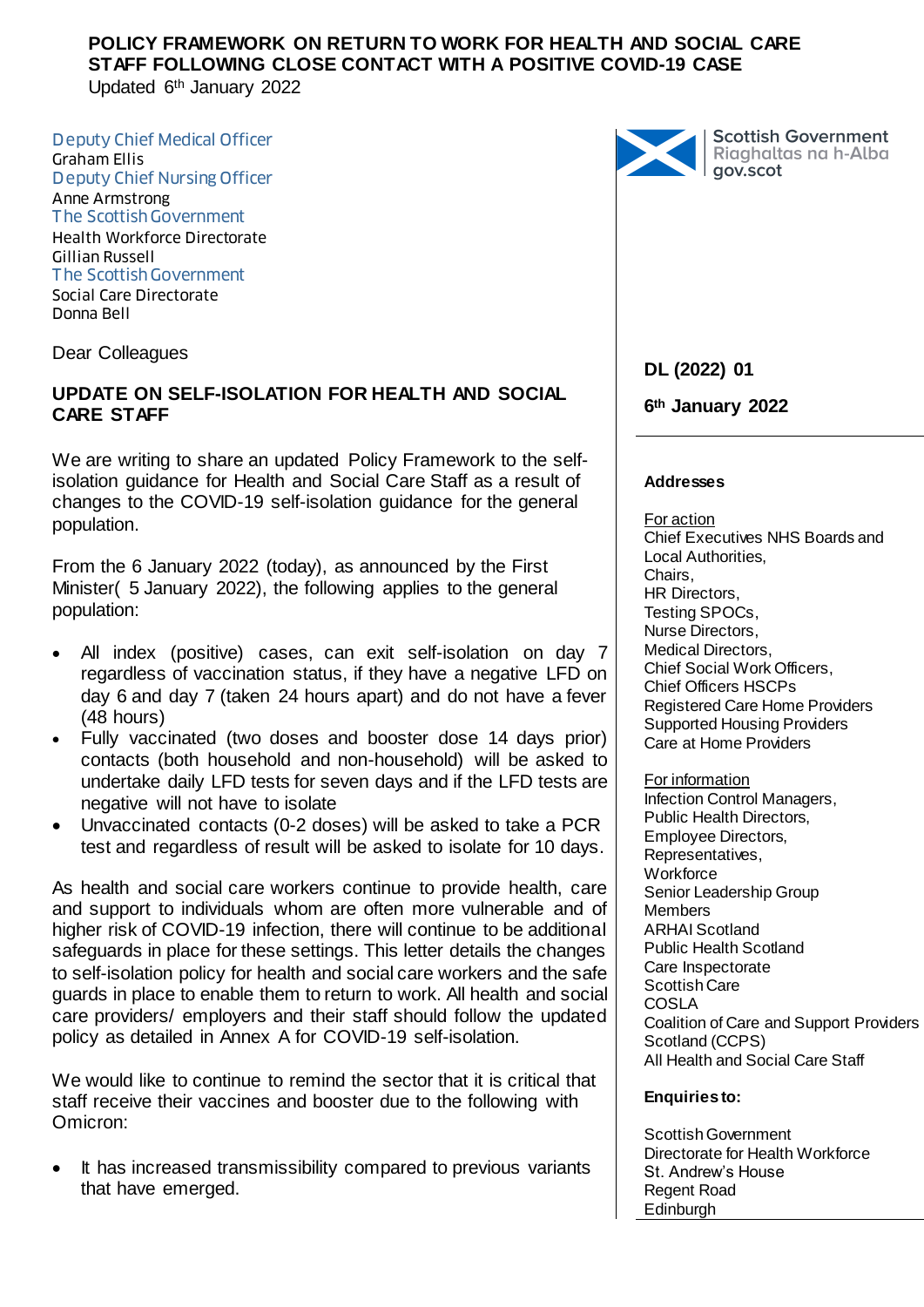**POLICY FRAMEWORK ON RETURN TO WORK FOR HEALTH AND SOCIAL CARE STAFF FOLLOWING CLOSE CONTACT WITH A POSITIVE COVID-19 CASE**

Updated 6th January 2022

Deputy Chief Medical Officer
Graham Ellis
Deputy Chief Nursing Officer
Anne Armstrong
The Scottish Government
Health Workforce Directorate
Gillian Russell
The Scottish Government
Social Care Directorate
Donna Bell

Scottish Government
Riaghaltas na h-Alba
gov.scot

**DL (2022) 01**

**6th January 2022**

**Addresses**

For action
Chief Executives NHS Boards and Local Authorities,
Chairs,
HR Directors,
Testing SPOCs,
Nurse Directors,
Medical Directors,
Chief Social Work Officers,
Chief Officers HSCPs
Registered Care Home Providers
Supported Housing Providers
Care at Home Providers

For information
Infection Control Managers,
Public Health Directors,
Employee Directors,
Representatives,
Workforce
Senior Leadership Group Members
ARHAI Scotland
Public Health Scotland
Care Inspectorate
Scottish Care
COSLA
Coalition of Care and Support Providers Scotland (CCPS)
All Health and Social Care Staff

**Enquiries to:**

Scottish Government
Directorate for Health Workforce
St. Andrew's House
Regent Road
Edinburgh

Dear Colleagues

**UPDATE ON SELF-ISOLATION FOR HEALTH AND SOCIAL CARE STAFF**

We are writing to share an updated Policy Framework to the self-isolation guidance for Health and Social Care Staff as a result of changes to the COVID-19 self-isolation guidance for the general population.

From the 6 January 2022 (today), as announced by the First Minister( 5 January 2022), the following applies to the general population:

- All index (positive) cases, can exit self-isolation on day 7 regardless of vaccination status, if they have a negative LFD on day 6 and day 7 (taken 24 hours apart) and do not have a fever (48 hours)
- Fully vaccinated (two doses and booster dose 14 days prior) contacts (both household and non-household) will be asked to undertake daily LFD tests for seven days and if the LFD tests are negative will not have to isolate
- Unvaccinated contacts (0-2 doses) will be asked to take a PCR test and regardless of result will be asked to isolate for 10 days.

As health and social care workers continue to provide health, care and support to individuals whom are often more vulnerable and of higher risk of COVID-19 infection, there will continue to be additional safeguards in place for these settings. This letter details the changes to self-isolation policy for health and social care workers and the safe guards in place to enable them to return to work. All health and social care providers/ employers and their staff should follow the updated policy as detailed in Annex A for COVID-19 self-isolation.

We would like to continue to remind the sector that it is critical that staff receive their vaccines and booster due to the following with Omicron:

- It has increased transmissibility compared to previous variants that have emerged.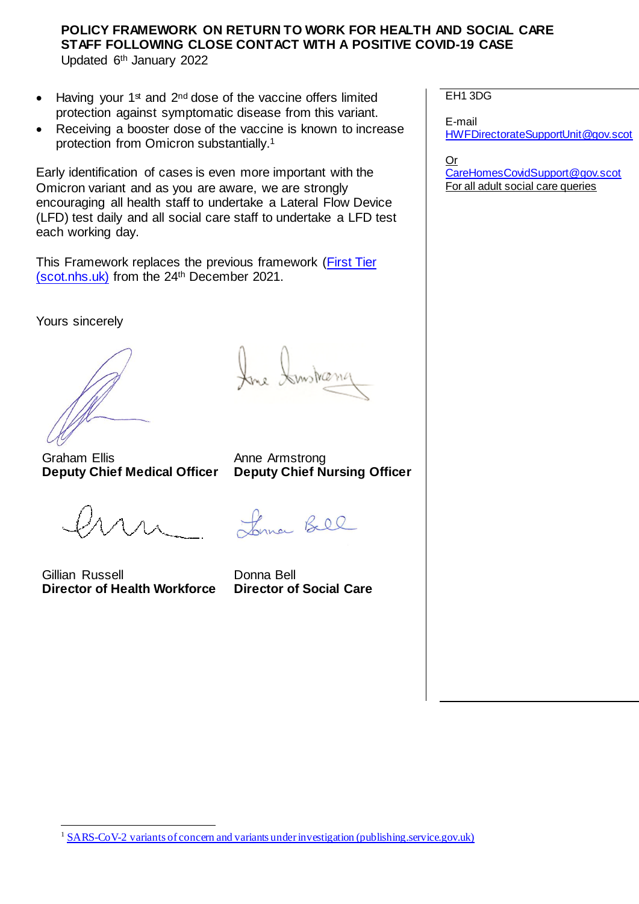**POLICY FRAMEWORK ON RETURN TO WORK FOR HEALTH AND SOCIAL CARE STAFF FOLLOWING CLOSE CONTACT WITH A POSITIVE COVID-19 CASE**
Updated 6th January 2022

- Having your 1st and 2nd dose of the vaccine offers limited protection against symptomatic disease from this variant.
- Receiving a booster dose of the vaccine is known to increase protection from Omicron substantially.[1]

Early identification of cases is even more important with the Omicron variant and as you are aware, we are strongly encouraging all health staff to undertake a Lateral Flow Device (LFD) test daily and all social care staff to undertake a LFD test each working day.

This Framework replaces the previous framework (First Tier (scot.nhs.uk)) from the 24th December 2021.

Yours sincerely

Graham Ellis
**Deputy Chief Medical Officer**

Anne Armstrong
**Deputy Chief Nursing Officer**

Gillian Russell
**Director of Health Workforce**

Donna Bell
**Director of Social Care**

EH1 3DG

E-mail
HWFDirectorateSupportUnit@gov.scot

Or
CareHomesCovidSupport@gov.scot
For all adult social care queries

[1] SARS-CoV-2 variants of concern and variants under investigation (publishing.service.gov.uk)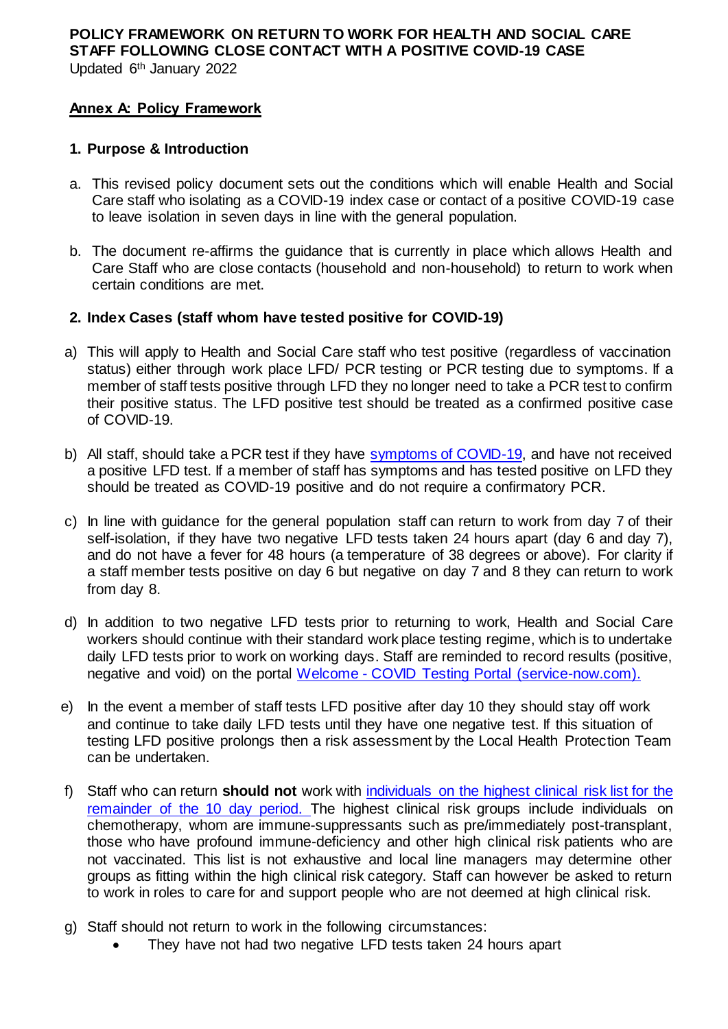**POLICY FRAMEWORK ON RETURN TO WORK FOR HEALTH AND SOCIAL CARE STAFF FOLLOWING CLOSE CONTACT WITH A POSITIVE COVID-19 CASE**
Updated 6th January 2022

**Annex A: Policy Framework**

**1. Purpose & Introduction**

a. This revised policy document sets out the conditions which will enable Health and Social Care staff who isolating as a COVID-19 index case or contact of a positive COVID-19 case to leave isolation in seven days in line with the general population.

b. The document re-affirms the guidance that is currently in place which allows Health and Care Staff who are close contacts (household and non-household) to return to work when certain conditions are met.

**2. Index Cases (staff whom have tested positive for COVID-19)**

a) This will apply to Health and Social Care staff who test positive (regardless of vaccination status) either through work place LFD/ PCR testing or PCR testing due to symptoms. If a member of staff tests positive through LFD they no longer need to take a PCR test to confirm their positive status. The LFD positive test should be treated as a confirmed positive case of COVID-19.

b) All staff, should take a PCR test if they have [symptoms of COVID-19](), and have not received a positive LFD test. If a member of staff has symptoms and has tested positive on LFD they should be treated as COVID-19 positive and do not require a confirmatory PCR.

c) In line with guidance for the general population staff can return to work from day 7 of their self-isolation, if they have two negative LFD tests taken 24 hours apart (day 6 and day 7), and do not have a fever for 48 hours (a temperature of 38 degrees or above). For clarity if a staff member tests positive on day 6 but negative on day 7 and 8 they can return to work from day 8.

d) In addition to two negative LFD tests prior to returning to work, Health and Social Care workers should continue with their standard work place testing regime, which is to undertake daily LFD tests prior to work on working days. Staff are reminded to record results (positive, negative and void) on the portal [Welcome - COVID Testing Portal (service-now.com).]()

e) In the event a member of staff tests LFD positive after day 10 they should stay off work and continue to take daily LFD tests until they have one negative test. If this situation of testing LFD positive prolongs then a risk assessment by the Local Health Protection Team can be undertaken.

f) Staff who can return **should not** work with [individuals on the highest clinical risk list for the remainder of the 10 day period.]() The highest clinical risk groups include individuals on chemotherapy, whom are immune-suppressants such as pre/immediately post-transplant, those who have profound immune-deficiency and other high clinical risk patients who are not vaccinated. This list is not exhaustive and local line managers may determine other groups as fitting within the high clinical risk category. Staff can however be asked to return to work in roles to care for and support people who are not deemed at high clinical risk.

g) Staff should not return to work in the following circumstances:
- They have not had two negative LFD tests taken 24 hours apart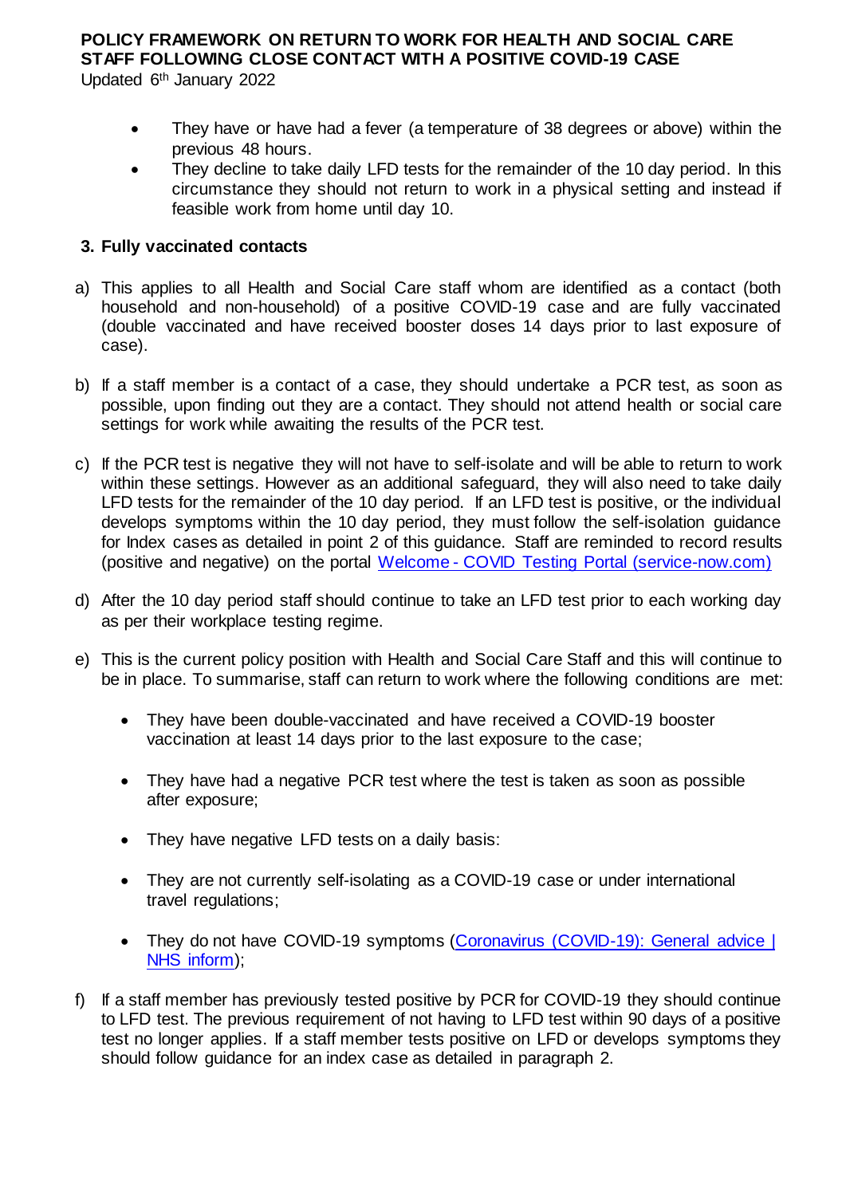- They have or have had a fever (a temperature of 38 degrees or above) within the previous 48 hours.
- They decline to take daily LFD tests for the remainder of the 10 day period. In this circumstance they should not return to work in a physical setting and instead if feasible work from home until day 10.

## 3. Fully vaccinated contacts

a) This applies to all Health and Social Care staff whom are identified as a contact (both household and non-household) of a positive COVID-19 case and are fully vaccinated (double vaccinated and have received booster doses 14 days prior to last exposure of case).

b) If a staff member is a contact of a case, they should undertake a PCR test, as soon as possible, upon finding out they are a contact. They should not attend health or social care settings for work while awaiting the results of the PCR test.

c) If the PCR test is negative they will not have to self-isolate and will be able to return to work within these settings. However as an additional safeguard, they will also need to take daily LFD tests for the remainder of the 10 day period. If an LFD test is positive, or the individual develops symptoms within the 10 day period, they must follow the self-isolation guidance for Index cases as detailed in point 2 of this guidance. Staff are reminded to record results (positive and negative) on the portal [Welcome - COVID Testing Portal (service-now.com)]

d) After the 10 day period staff should continue to take an LFD test prior to each working day as per their workplace testing regime.

e) This is the current policy position with Health and Social Care Staff and this will continue to be in place. To summarise, staff can return to work where the following conditions are met:

   - They have been double-vaccinated and have received a COVID-19 booster vaccination at least 14 days prior to the last exposure to the case;
   - They have had a negative PCR test where the test is taken as soon as possible after exposure;
   - They have negative LFD tests on a daily basis:
   - They are not currently self-isolating as a COVID-19 case or under international travel regulations;
   - They do not have COVID-19 symptoms ([Coronavirus (COVID-19): General advice | NHS inform]);

f) If a staff member has previously tested positive by PCR for COVID-19 they should continue to LFD test. The previous requirement of not having to LFD test within 90 days of a positive test no longer applies. If a staff member tests positive on LFD or develops symptoms they should follow guidance for an index case as detailed in paragraph 2.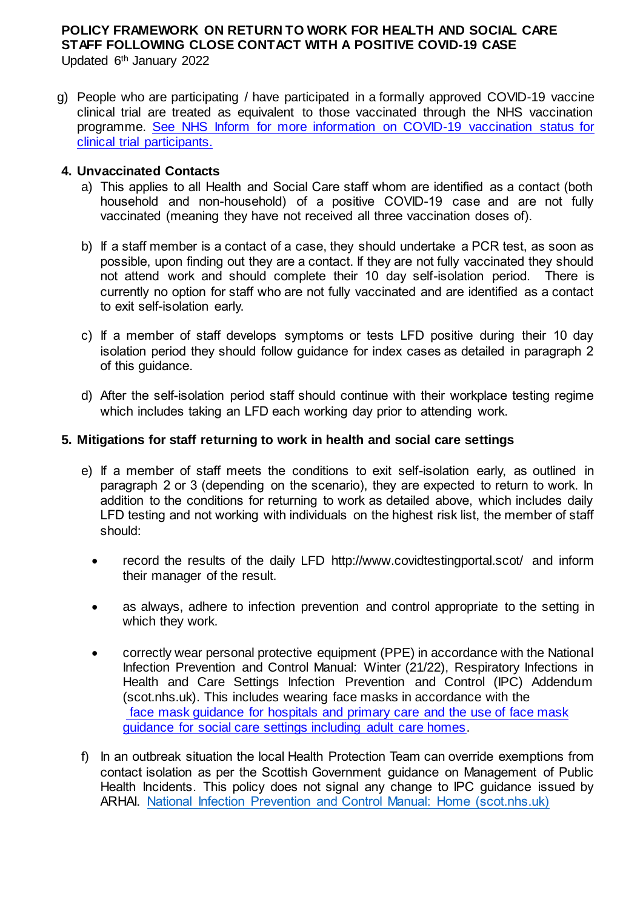g) People who are participating / have participated in a formally approved COVID-19 vaccine clinical trial are treated as equivalent to those vaccinated through the NHS vaccination programme. [See NHS Inform for more information on COVID-19 vaccination status for clinical trial participants.]()

## 4. Unvaccinated Contacts

a) This applies to all Health and Social Care staff whom are identified as a contact (both household and non-household) of a positive COVID-19 case and are not fully vaccinated (meaning they have not received all three vaccination doses of).

b) If a staff member is a contact of a case, they should undertake a PCR test, as soon as possible, upon finding out they are a contact. If they are not fully vaccinated they should not attend work and should complete their 10 day self-isolation period. There is currently no option for staff who are not fully vaccinated and are identified as a contact to exit self-isolation early.

c) If a member of staff develops symptoms or tests LFD positive during their 10 day isolation period they should follow guidance for index cases as detailed in paragraph 2 of this guidance.

d) After the self-isolation period staff should continue with their workplace testing regime which includes taking an LFD each working day prior to attending work.

## 5. Mitigations for staff returning to work in health and social care settings

e) If a member of staff meets the conditions to exit self-isolation early, as outlined in paragraph 2 or 3 (depending on the scenario), they are expected to return to work. In addition to the conditions for returning to work as detailed above, which includes daily LFD testing and not working with individuals on the highest risk list, the member of staff should:

- record the results of the daily LFD http://www.covidtestingportal.scot/ and inform their manager of the result.
- as always, adhere to infection prevention and control appropriate to the setting in which they work.
- correctly wear personal protective equipment (PPE) in accordance with the National Infection Prevention and Control Manual: Winter (21/22), Respiratory Infections in Health and Care Settings Infection Prevention and Control (IPC) Addendum (scot.nhs.uk). This includes wearing face masks in accordance with the [face mask guidance for hospitals and primary care and the use of face mask guidance for social care settings including adult care homes]().

f) In an outbreak situation the local Health Protection Team can override exemptions from contact isolation as per the Scottish Government guidance on Management of Public Health Incidents. This policy does not signal any change to IPC guidance issued by ARHAI. [National Infection Prevention and Control Manual: Home (scot.nhs.uk)]()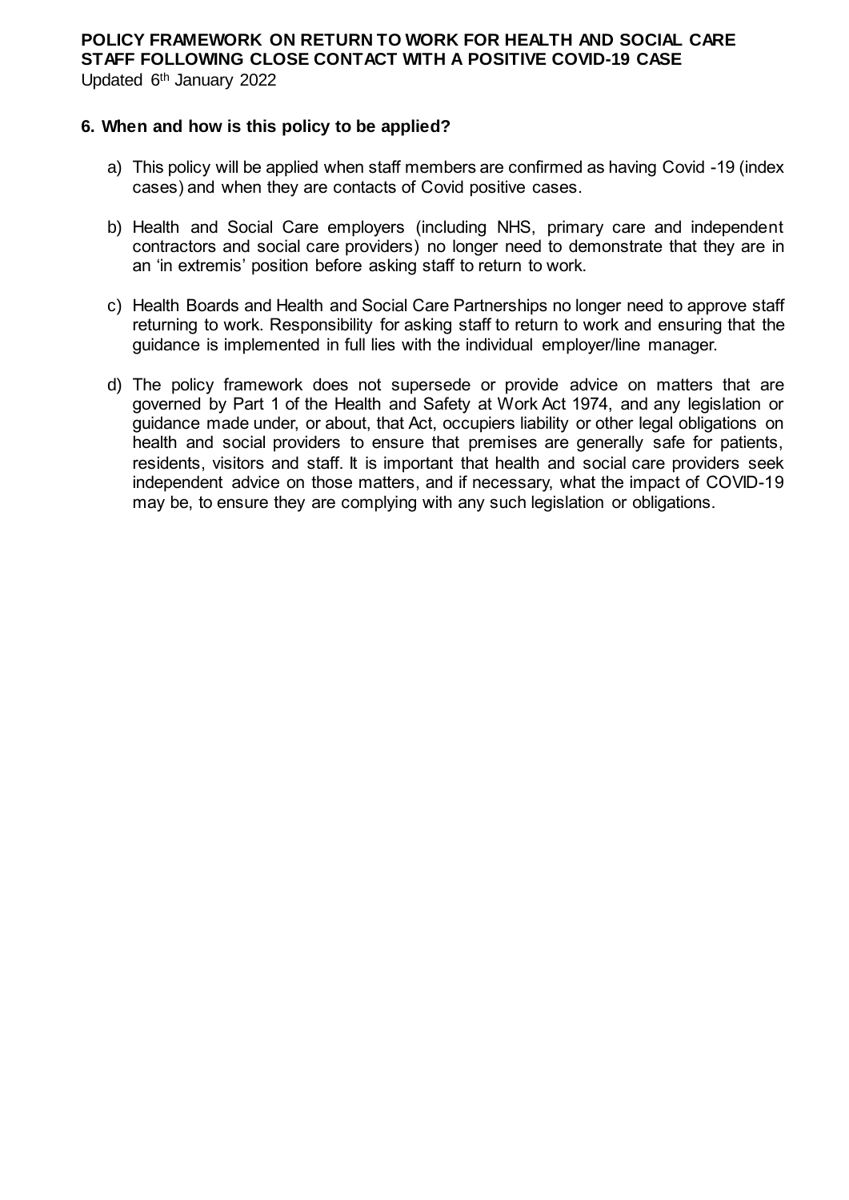## 6. When and how is this policy to be applied?

a) This policy will be applied when staff members are confirmed as having Covid -19 (index cases) and when they are contacts of Covid positive cases.

b) Health and Social Care employers (including NHS, primary care and independent contractors and social care providers) no longer need to demonstrate that they are in an 'in extremis' position before asking staff to return to work.

c) Health Boards and Health and Social Care Partnerships no longer need to approve staff returning to work. Responsibility for asking staff to return to work and ensuring that the guidance is implemented in full lies with the individual employer/line manager.

d) The policy framework does not supersede or provide advice on matters that are governed by Part 1 of the Health and Safety at Work Act 1974, and any legislation or guidance made under, or about, that Act, occupiers liability or other legal obligations on health and social providers to ensure that premises are generally safe for patients, residents, visitors and staff. It is important that health and social care providers seek independent advice on those matters, and if necessary, what the impact of COVID-19 may be, to ensure they are complying with any such legislation or obligations.